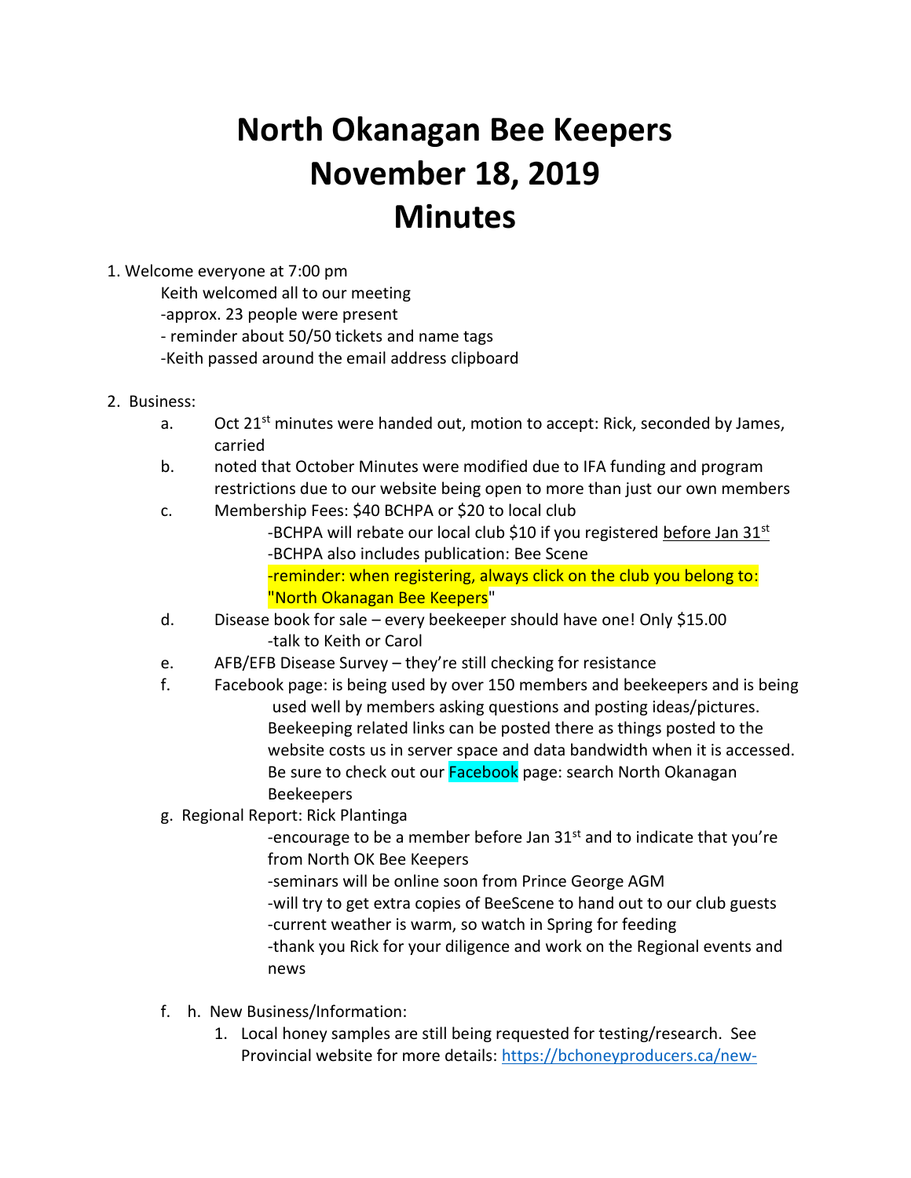# North Okanagan Bee Keepers
# November 18, 2019
# Minutes

1. Welcome everyone at 7:00 pm
   - Keith welcomed all to our meeting
   - -approx. 23 people were present
   - - reminder about 50/50 tickets and name tags
   - -Keith passed around the email address clipboard

2. Business:
   a. Oct 21st minutes were handed out, motion to accept: Rick, seconded by James, carried
   b. noted that October Minutes were modified due to IFA funding and program restrictions due to our website being open to more than just our own members
   c. Membership Fees: $40 BCHPA or $20 to local club
      - -BCHPA will rebate our local club $10 if you registered before Jan 31st
      - -BCHPA also includes publication: Bee Scene
      - -reminder: when registering, always click on the club you belong to: "North Okanagan Bee Keepers"
   d. Disease book for sale – every beekeeper should have one! Only $15.00
      - -talk to Keith or Carol
   e. AFB/EFB Disease Survey – they're still checking for resistance
   f. Facebook page: is being used by over 150 members and beekeepers and is being used well by members asking questions and posting ideas/pictures. Beekeeping related links can be posted there as things posted to the website costs us in server space and data bandwidth when it is accessed. Be sure to check out our Facebook page: search North Okanagan Beekeepers
   g. Regional Report: Rick Plantinga
      - -encourage to be a member before Jan 31st and to indicate that you're from North OK Bee Keepers
      - -seminars will be online soon from Prince George AGM
      - -will try to get extra copies of BeeScene to hand out to our club guests
      - -current weather is warm, so watch in Spring for feeding
      - -thank you Rick for your diligence and work on the Regional events and news
   
   f. h. New Business/Information:
      1. Local honey samples are still being requested for testing/research. See Provincial website for more details: https://bchoneyproducers.ca/new-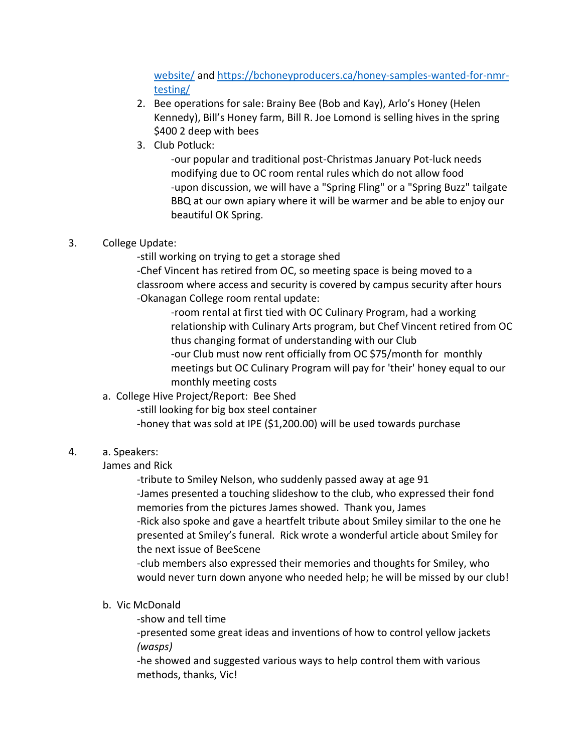website/ and https://bchoneyproducers.ca/honey-samples-wanted-for-nmr-testing/

2. Bee operations for sale: Brainy Bee (Bob and Kay), Arlo's Honey (Helen Kennedy), Bill's Honey farm, Bill R. Joe Lomond is selling hives in the spring $400 2 deep with bees
3. Club Potluck:
   - -our popular and traditional post-Christmas January Pot-luck needs modifying due to OC room rental rules which do not allow food
   - -upon discussion, we will have a "Spring Fling" or a "Spring Buzz" tailgate BBQ at our own apiary where it will be warmer and be able to enjoy our beautiful OK Spring.

3. College Update:
   - -still working on trying to get a storage shed
   - -Chef Vincent has retired from OC, so meeting space is being moved to a classroom where access and security is covered by campus security after hours
   - -Okanagan College room rental update:
     - -room rental at first tied with OC Culinary Program, had a working relationship with Culinary Arts program, but Chef Vincent retired from OC thus changing format of understanding with our Club
     - -our Club must now rent officially from OC $75/month for monthly meetings but OC Culinary Program will pay for 'their' honey equal to our monthly meeting costs

   a. College Hive Project/Report: Bee Shed
   - -still looking for big box steel container
   - -honey that was sold at IPE ($1,200.00) will be used towards purchase

4. a. Speakers:
   James and Rick
   - -tribute to Smiley Nelson, who suddenly passed away at age 91
   - -James presented a touching slideshow to the club, who expressed their fond memories from the pictures James showed. Thank you, James
   - -Rick also spoke and gave a heartfelt tribute about Smiley similar to the one he presented at Smiley's funeral. Rick wrote a wonderful article about Smiley for the next issue of BeeScene
   - -club members also expressed their memories and thoughts for Smiley, who would never turn down anyone who needed help; he will be missed by our club!

   b. Vic McDonald
   - -show and tell time
   - -presented some great ideas and inventions of how to control yellow jackets *(wasps)*
   - -he showed and suggested various ways to help control them with various methods, thanks, Vic!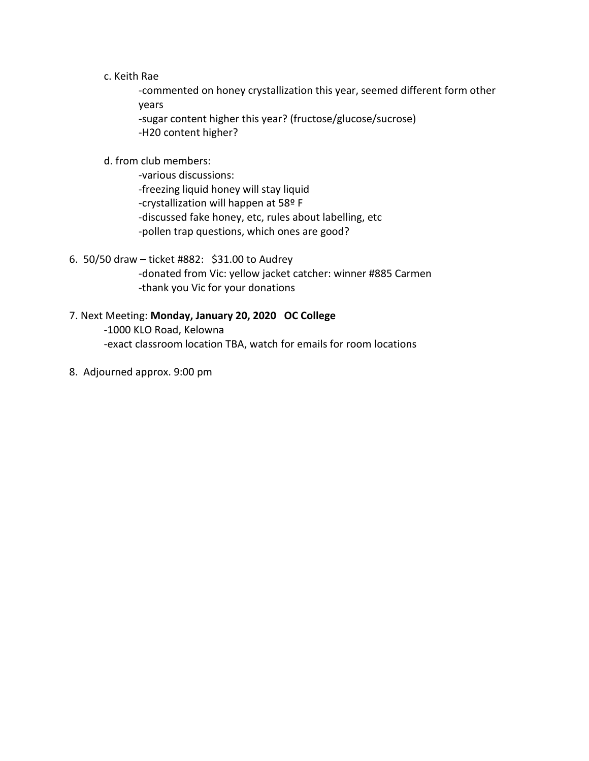c. Keith Rae

- -commented on honey crystallization this year, seemed different form other years
- -sugar content higher this year? (fructose/glucose/sucrose)
- -H20 content higher?

d. from club members:

- -various discussions:
- -freezing liquid honey will stay liquid
- -crystallization will happen at 58º F
- -discussed fake honey, etc, rules about labelling, etc
- -pollen trap questions, which ones are good?

6. 50/50 draw – ticket #882: $31.00 to Audrey
   - -donated from Vic: yellow jacket catcher: winner #885 Carmen
   - -thank you Vic for your donations

7. Next Meeting: **Monday, January 20, 2020 OC College**
   - -1000 KLO Road, Kelowna
   - -exact classroom location TBA, watch for emails for room locations

8. Adjourned approx. 9:00 pm